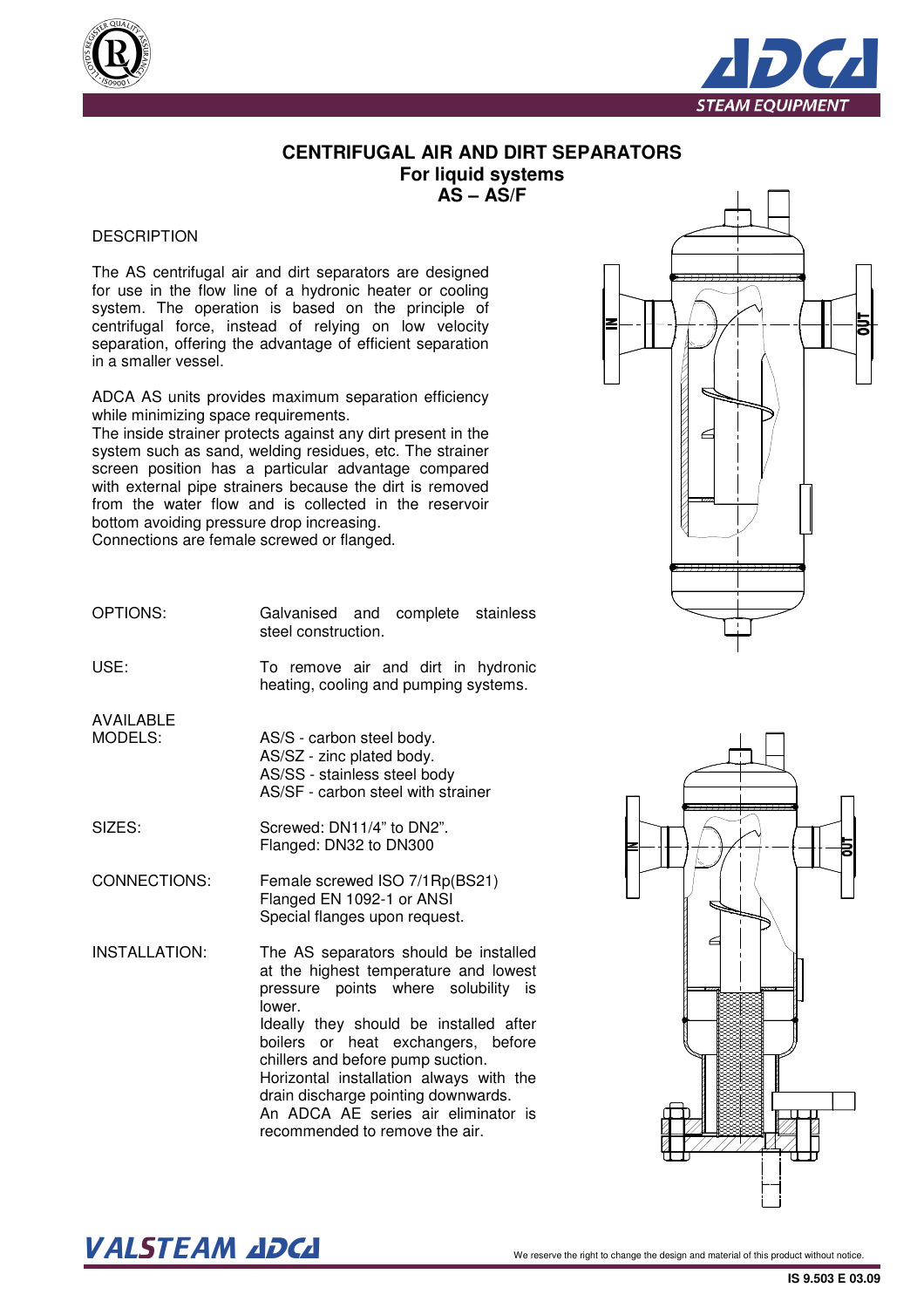# CENTRIFUGAL AIR AND DIRT SEPARATORS
## For liquid systems
## AS – AS/F

DESCRIPTION

The AS centrifugal air and dirt separators are designed for use in the flow line of a hydronic heater or cooling system. The operation is based on the principle of centrifugal force, instead of relying on low velocity separation, offering the advantage of efficient separation in a smaller vessel.

ADCA AS units provides maximum separation efficiency while minimizing space requirements.
The inside strainer protects against any dirt present in the system such as sand, welding residues, etc. The strainer screen position has a particular advantage compared with external pipe strainers because the dirt is removed from the water flow and is collected in the reservoir bottom avoiding pressure drop increasing.
Connections are female screwed or flanged.

| | |
|---|---|
| OPTIONS: | Galvanised and complete stainless steel construction. |
| USE: | To remove air and dirt in hydronic heating, cooling and pumping systems. |
| AVAILABLE MODELS: | AS/S - carbon steel body.<br>AS/SZ - zinc plated body.<br>AS/SS - stainless steel body<br>AS/SF - carbon steel with strainer |
| SIZES: | Screwed: DN11/4" to DN2".<br>Flanged: DN32 to DN300 |
| CONNECTIONS: | Female screwed ISO 7/1Rp(BS21)<br>Flanged EN 1092-1 or ANSI<br>Special flanges upon request. |
| INSTALLATION: | The AS separators should be installed at the highest temperature and lowest pressure points where solubility is lower.<br>Ideally they should be installed after boilers or heat exchangers, before chillers and before pump suction.<br>Horizontal installation always with the drain discharge pointing downwards.<br>An ADCA AE series air eliminator is recommended to remove the air. |

We reserve the right to change the design and material of this product without notice.

IS 9.503 E 03.09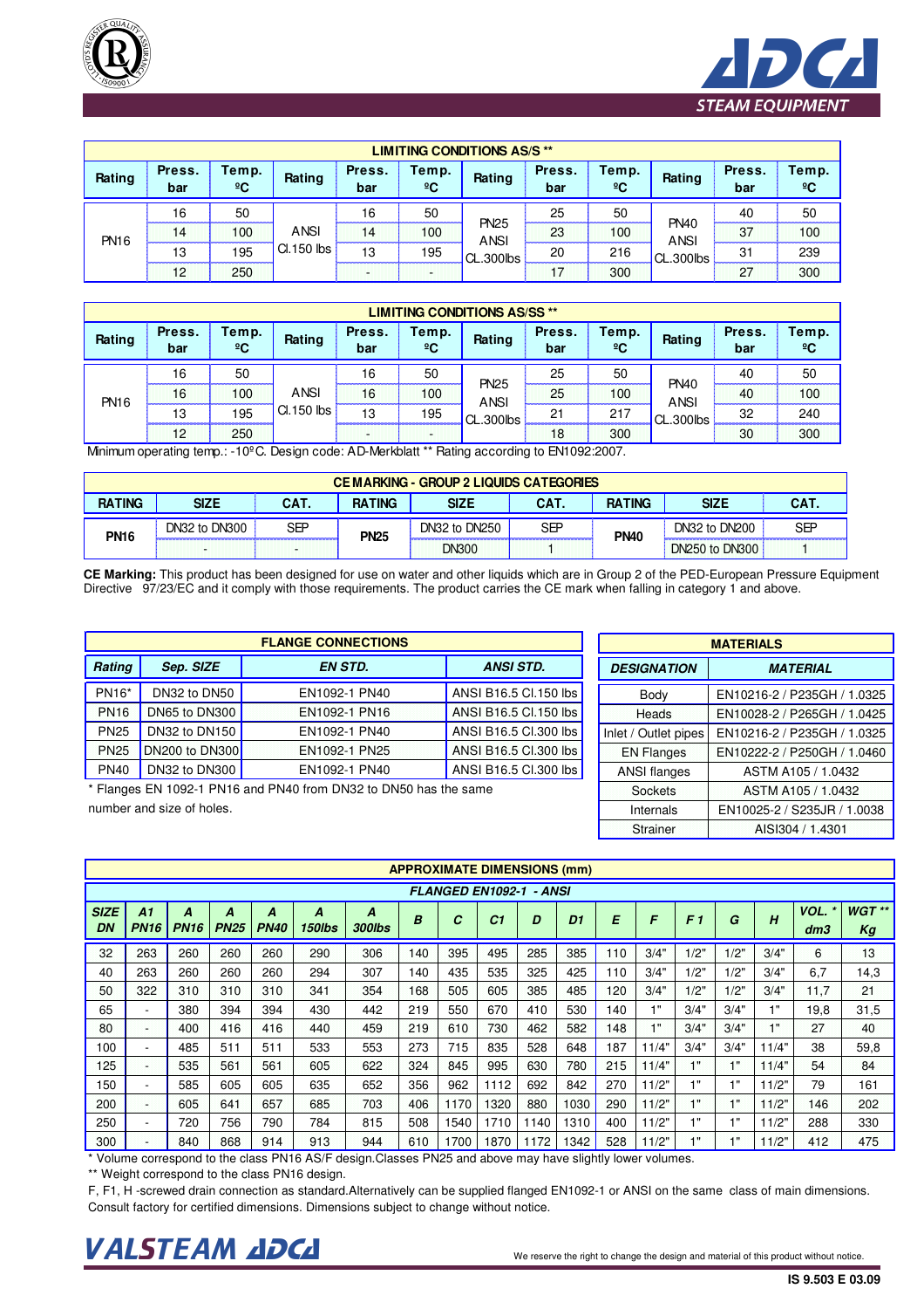## LIMITING CONDITIONS AS/S **

| Rating | Press. bar | Temp. ºC | Rating | Press. bar | Temp. ºC | Rating | Press. bar | Temp. ºC | Rating | Press. bar | Temp. ºC |
|---|---|---|---|---|---|---|---|---|---|---|---|
| PN16 | 16 | 50 | ANSI Cl.150 lbs | 16 | 50 | PN25 ANSI CL.300lbs | 25 | 50 | PN40 ANSI CL.300lbs | 40 | 50 |
| | 14 | 100 | | 14 | 100 | | 23 | 100 | | 37 | 100 |
| | 13 | 195 | | 13 | 195 | | 20 | 216 | | 31 | 239 |
| | 12 | 250 | | - | - | | 17 | 300 | | 27 | 300 |

## LIMITING CONDITIONS AS/SS **

| Rating | Press. bar | Temp. ºC | Rating | Press. bar | Temp. ºC | Rating | Press. bar | Temp. ºC | Rating | Press. bar | Temp. ºC |
|---|---|---|---|---|---|---|---|---|---|---|---|
| PN16 | 16 | 50 | ANSI Cl.150 lbs | 16 | 50 | PN25 ANSI CL.300lbs | 25 | 50 | PN40 ANSI CL.300lbs | 40 | 50 |
| | 16 | 100 | | 16 | 100 | | 25 | 100 | | 40 | 100 |
| | 13 | 195 | | 13 | 195 | | 21 | 217 | | 32 | 240 |
| | 12 | 250 | | - | - | | 18 | 300 | | 30 | 300 |

Minimum operating temp.: -10ºC. Design code: AD-Merkblatt ** Rating according to EN1092:2007.

## CE MARKING - GROUP 2 LIQUIDS CATEGORIES

| RATING | SIZE | CAT. | RATING | SIZE | CAT. | RATING | SIZE | CAT. |
|---|---|---|---|---|---|---|---|---|
| PN16 | DN32 to DN300 | SEP | PN25 | DN32 to DN250 | SEP | PN40 | DN32 to DN200 | SEP |
| | - | - | | DN300 | 1 | | DN250 to DN300 | 1 |

**CE Marking:** This product has been designed for use on water and other liquids which are in Group 2 of the PED-European Pressure Equipment Directive 97/23/EC and it comply with those requirements. The product carries the CE mark when falling in category 1 and above.

## FLANGE CONNECTIONS

| *Rating* | *Sep. SIZE* | *EN STD.* | *ANSI STD.* |
|---|---|---|---|
| PN16* | DN32 to DN50 | EN1092-1 PN40 | ANSI B16.5 Cl.150 lbs |
| PN16 | DN65 to DN300 | EN1092-1 PN16 | ANSI B16.5 Cl.150 lbs |
| PN25 | DN32 to DN150 | EN1092-1 PN40 | ANSI B16.5 Cl.300 lbs |
| PN25 | DN200 to DN300 | EN1092-1 PN25 | ANSI B16.5 Cl.300 lbs |
| PN40 | DN32 to DN300 | EN1092-1 PN40 | ANSI B16.5 Cl.300 lbs |

* Flanges EN 1092-1 PN16 and PN40 from DN32 to DN50 has the same number and size of holes.

## MATERIALS

| *DESIGNATION* | *MATERIAL* |
|---|---|
| Body | EN10216-2 / P235GH / 1.0325 |
| Heads | EN10028-2 / P265GH / 1.0425 |
| Inlet / Outlet pipes | EN10216-2 / P235GH / 1.0325 |
| EN Flanges | EN10222-2 / P250GH / 1.0460 |
| ANSI flanges | ASTM A105 / 1.0432 |
| Sockets | ASTM A105 / 1.0432 |
| Internals | EN10025-2 / S235JR / 1.0038 |
| Strainer | AISI304 / 1.4301 |

## APPROXIMATE DIMENSIONS (mm)

*FLANGED EN1092-1 - ANSI*

| *SIZE DN* | *A1 PN16* | *A PN16* | *A PN25* | *A PN40* | *A 150lbs* | *A 300lbs* | *B* | *C* | *C1* | *D* | *D1* | *E* | *F* | *F 1* | *G* | *H* | *VOL. * dm3* | *WGT ** Kg* |
|---|---|---|---|---|---|---|---|---|---|---|---|---|---|---|---|---|---|---|
| 32 | 263 | 260 | 260 | 260 | 290 | 306 | 140 | 395 | 495 | 285 | 385 | 110 | 3/4" | 1/2" | 1/2" | 3/4" | 6 | 13 |
| 40 | 263 | 260 | 260 | 260 | 294 | 307 | 140 | 435 | 535 | 325 | 425 | 110 | 3/4" | 1/2" | 1/2" | 3/4" | 6,7 | 14,3 |
| 50 | 322 | 310 | 310 | 310 | 341 | 354 | 168 | 505 | 605 | 385 | 485 | 120 | 3/4" | 1/2" | 1/2" | 3/4" | 11,7 | 21 |
| 65 | - | 380 | 394 | 394 | 430 | 442 | 219 | 550 | 670 | 410 | 530 | 140 | 1" | 3/4" | 3/4" | 1" | 19,8 | 31,5 |
| 80 | - | 400 | 416 | 416 | 440 | 459 | 219 | 610 | 730 | 462 | 582 | 148 | 1" | 3/4" | 3/4" | 1" | 27 | 40 |
| 100 | - | 485 | 511 | 511 | 533 | 553 | 273 | 715 | 835 | 528 | 648 | 187 | 11/4" | 3/4" | 3/4" | 11/4" | 38 | 59,8 |
| 125 | - | 535 | 561 | 561 | 605 | 622 | 324 | 845 | 995 | 630 | 780 | 215 | 11/4" | 1" | 1" | 11/4" | 54 | 84 |
| 150 | - | 585 | 605 | 605 | 635 | 652 | 356 | 962 | 1112 | 692 | 842 | 270 | 11/2" | 1" | 1" | 11/2" | 79 | 161 |
| 200 | - | 605 | 641 | 657 | 685 | 703 | 406 | 1170 | 1320 | 880 | 1030 | 290 | 11/2" | 1" | 1" | 11/2" | 146 | 202 |
| 250 | - | 720 | 756 | 790 | 784 | 815 | 508 | 1540 | 1710 | 1140 | 1310 | 400 | 11/2" | 1" | 1" | 11/2" | 288 | 330 |
| 300 | - | 840 | 868 | 914 | 913 | 944 | 610 | 1700 | 1870 | 1172 | 1342 | 528 | 11/2" | 1" | 1" | 11/2" | 412 | 475 |

* Volume correspond to the class PN16 AS/F design.Classes PN25 and above may have slightly lower volumes.

** Weight correspond to the class PN16 design.

F, F1, H -screwed drain connection as standard.Alternatively can be supplied flanged EN1092-1 or ANSI on the same class of main dimensions. Consult factory for certified dimensions. Dimensions subject to change without notice.

We reserve the right to change the design and material of this product without notice.

IS 9.503 E 03.09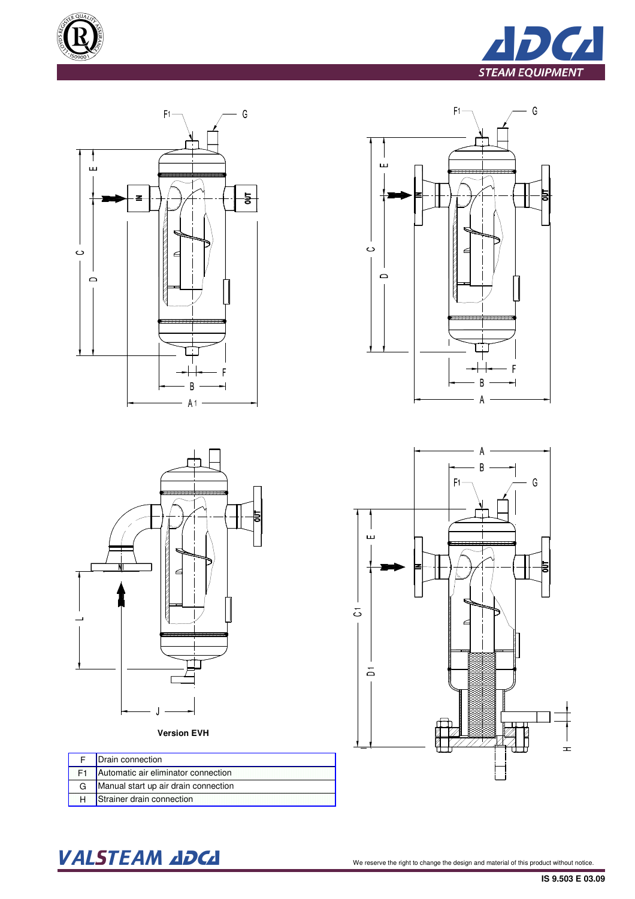Version EVH

| | |
|---|---|
| F | Drain connection |
| F1 | Automatic air eliminator connection |
| G | Manual start up air drain connection |
| H | Strainer drain connection |

We reserve the right to change the design and material of this product without notice.

IS 9.503 E 03.09